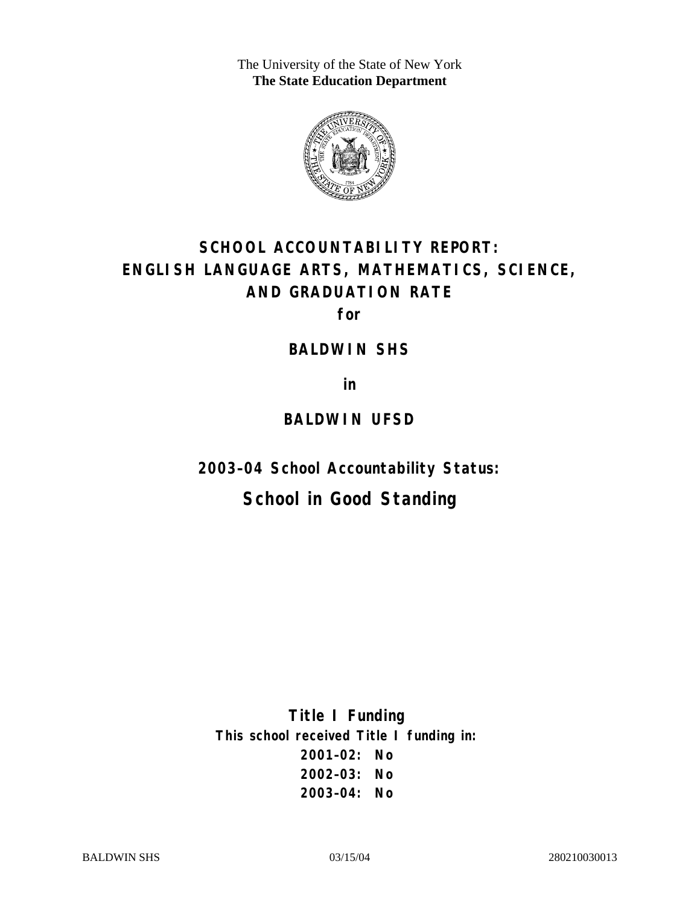The University of the State of New York
**The State Education Department**

# SCHOOL ACCOUNTABILITY REPORT: ENGLISH LANGUAGE ARTS, MATHEMATICS, SCIENCE, AND GRADUATION RATE

**for**

## BALDWIN SHS

**in**

## BALDWIN UFSD

## 2003–04 School Accountability Status:

## School in Good Standing

**Title I Funding**

**This school received Title I funding in:**

**2001–02: No**
**2002–03: No**
**2003–04: No**

BALDWIN SHS 03/15/04 280210030013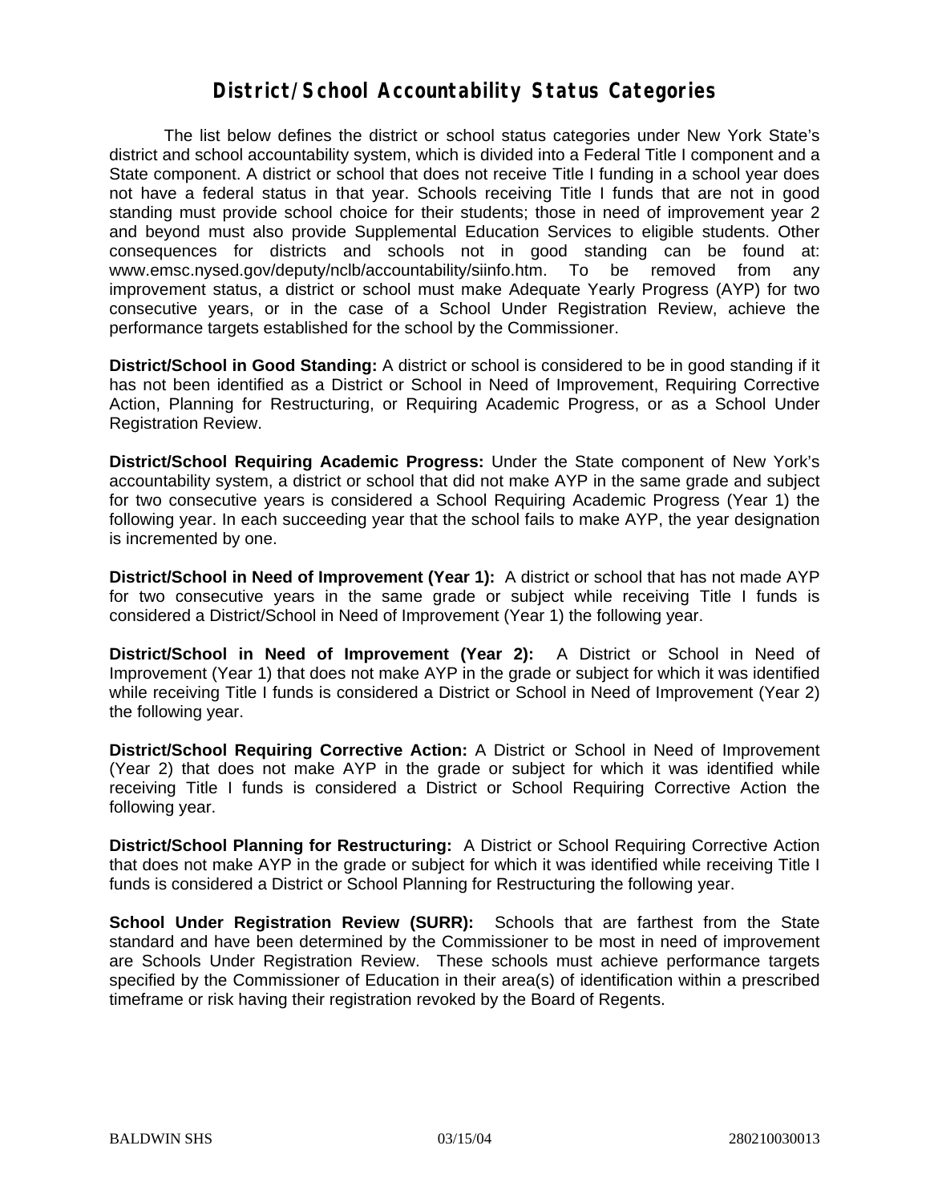# District/School Accountability Status Categories

The list below defines the district or school status categories under New York State's district and school accountability system, which is divided into a Federal Title I component and a State component. A district or school that does not receive Title I funding in a school year does not have a federal status in that year. Schools receiving Title I funds that are not in good standing must provide school choice for their students; those in need of improvement year 2 and beyond must also provide Supplemental Education Services to eligible students. Other consequences for districts and schools not in good standing can be found at: www.emsc.nysed.gov/deputy/nclb/accountability/siinfo.htm. To be removed from any improvement status, a district or school must make Adequate Yearly Progress (AYP) for two consecutive years, or in the case of a School Under Registration Review, achieve the performance targets established for the school by the Commissioner.

**District/School in Good Standing:** A district or school is considered to be in good standing if it has not been identified as a District or School in Need of Improvement, Requiring Corrective Action, Planning for Restructuring, or Requiring Academic Progress, or as a School Under Registration Review.

**District/School Requiring Academic Progress:** Under the State component of New York's accountability system, a district or school that did not make AYP in the same grade and subject for two consecutive years is considered a School Requiring Academic Progress (Year 1) the following year. In each succeeding year that the school fails to make AYP, the year designation is incremented by one.

**District/School in Need of Improvement (Year 1):** A district or school that has not made AYP for two consecutive years in the same grade or subject while receiving Title I funds is considered a District/School in Need of Improvement (Year 1) the following year.

**District/School in Need of Improvement (Year 2):** A District or School in Need of Improvement (Year 1) that does not make AYP in the grade or subject for which it was identified while receiving Title I funds is considered a District or School in Need of Improvement (Year 2) the following year.

**District/School Requiring Corrective Action:** A District or School in Need of Improvement (Year 2) that does not make AYP in the grade or subject for which it was identified while receiving Title I funds is considered a District or School Requiring Corrective Action the following year.

**District/School Planning for Restructuring:** A District or School Requiring Corrective Action that does not make AYP in the grade or subject for which it was identified while receiving Title I funds is considered a District or School Planning for Restructuring the following year.

**School Under Registration Review (SURR):** Schools that are farthest from the State standard and have been determined by the Commissioner to be most in need of improvement are Schools Under Registration Review. These schools must achieve performance targets specified by the Commissioner of Education in their area(s) of identification within a prescribed timeframe or risk having their registration revoked by the Board of Regents.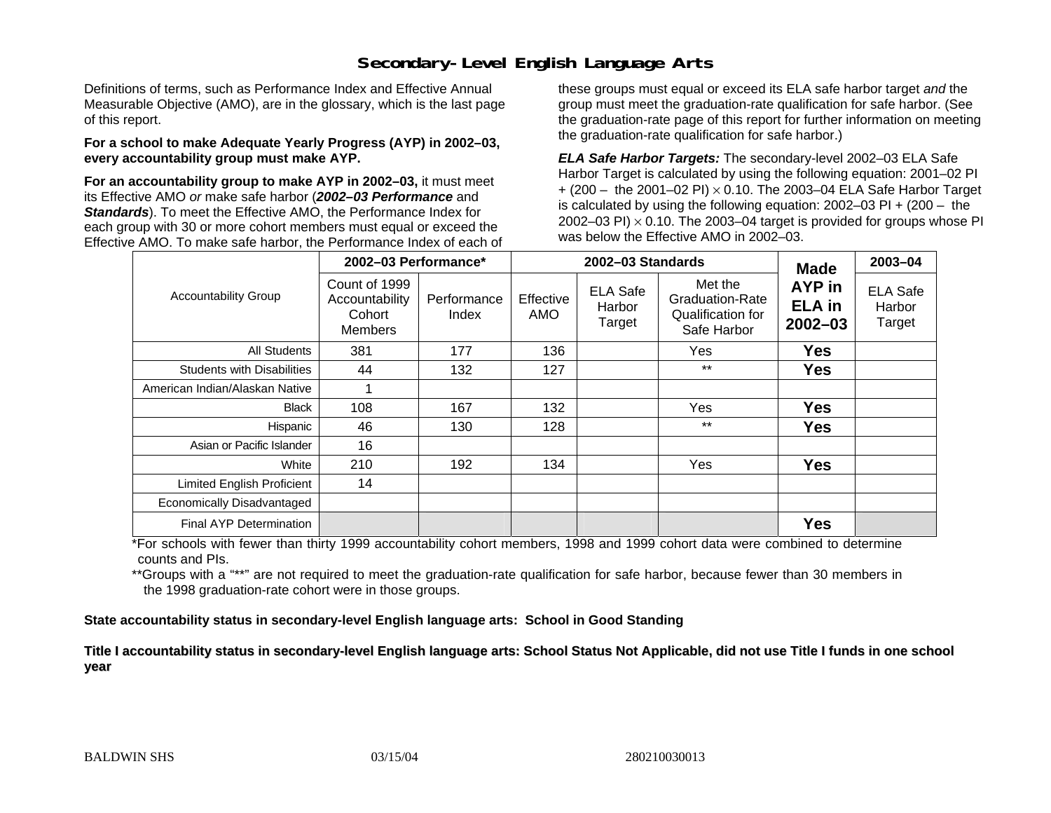# Secondary-Level English Language Arts

Definitions of terms, such as Performance Index and Effective Annual Measurable Objective (AMO), are in the glossary, which is the last page of this report.

**For a school to make Adequate Yearly Progress (AYP) in 2002–03, every accountability group must make AYP.**

**For an accountability group to make AYP in 2002–03,** it must meet its Effective AMO *or* make safe harbor (***2002–03 Performance*** and ***Standards***). To meet the Effective AMO, the Performance Index for each group with 30 or more cohort members must equal or exceed the Effective AMO. To make safe harbor, the Performance Index of each of these groups must equal or exceed its ELA safe harbor target *and* the group must meet the graduation-rate qualification for safe harbor. (See the graduation-rate page of this report for further information on meeting the graduation-rate qualification for safe harbor.)

***ELA Safe Harbor Targets:*** The secondary-level 2002–03 ELA Safe Harbor Target is calculated by using the following equation: 2001–02 PI + (200 – the 2001–02 PI) × 0.10. The 2003–04 ELA Safe Harbor Target is calculated by using the following equation: 2002–03 PI + (200 – the 2002–03 PI) × 0.10. The 2003–04 target is provided for groups whose PI was below the Effective AMO in 2002–03.

| Accountability Group | 2002–03 Performance* | | 2002–03 Standards | | | Made AYP in ELA in 2002–03 | 2003–04 |
|---|---|---|---|---|---|---|---|
| | Count of 1999 Accountability Cohort Members | Performance Index | Effective AMO | ELA Safe Harbor Target | Met the Graduation-Rate Qualification for Safe Harbor | | ELA Safe Harbor Target |
| All Students | 381 | 177 | 136 | | Yes | **Yes** | |
| Students with Disabilities | 44 | 132 | 127 | | ** | **Yes** | |
| American Indian/Alaskan Native | 1 | | | | | | |
| Black | 108 | 167 | 132 | | Yes | **Yes** | |
| Hispanic | 46 | 130 | 128 | | ** | **Yes** | |
| Asian or Pacific Islander | 16 | | | | | | |
| White | 210 | 192 | 134 | | Yes | **Yes** | |
| Limited English Proficient | 14 | | | | | | |
| Economically Disadvantaged | | | | | | | |
| Final AYP Determination | | | | | | **Yes** | |

*For schools with fewer than thirty 1999 accountability cohort members, 1998 and 1999 cohort data were combined to determine counts and PIs.

**Groups with a "**" are not required to meet the graduation-rate qualification for safe harbor, because fewer than 30 members in the 1998 graduation-rate cohort were in those groups.

**State accountability status in secondary-level English language arts: School in Good Standing**

**Title I accountability status in secondary-level English language arts: School Status Not Applicable, did not use Title I funds in one school year**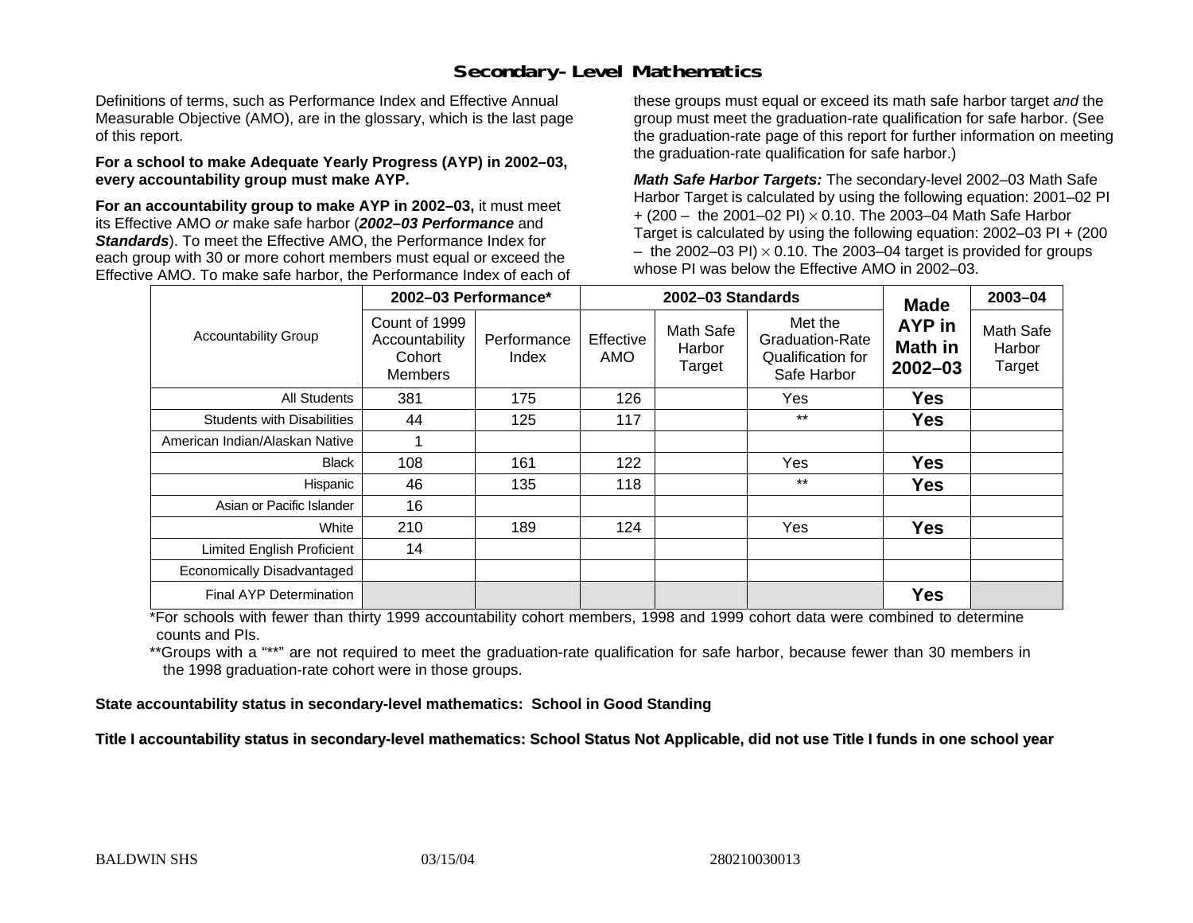# Secondary-Level Mathematics

Definitions of terms, such as Performance Index and Effective Annual Measurable Objective (AMO), are in the glossary, which is the last page of this report.

**For a school to make Adequate Yearly Progress (AYP) in 2002–03, every accountability group must make AYP.**

**For an accountability group to make AYP in 2002–03,** it must meet its Effective AMO *or* make safe harbor (***2002–03 Performance*** and ***Standards***). To meet the Effective AMO, the Performance Index for each group with 30 or more cohort members must equal or exceed the Effective AMO. To make safe harbor, the Performance Index of each of these groups must equal or exceed its math safe harbor target *and* the group must meet the graduation-rate qualification for safe harbor. (See the graduation-rate page of this report for further information on meeting the graduation-rate qualification for safe harbor.)

***Math Safe Harbor Targets:*** The secondary-level 2002–03 Math Safe Harbor Target is calculated by using the following equation: 2001–02 PI + (200 – the 2001–02 PI) $\times$ 0.10. The 2003–04 Math Safe Harbor Target is calculated by using the following equation: 2002–03 PI + (200 – the 2002–03 PI) $\times$ 0.10. The 2003–04 target is provided for groups whose PI was below the Effective AMO in 2002–03.

| Accountability Group | 2002–03 Performance* | | 2002–03 Standards | | | Made AYP in Math in 2002–03 | 2003–04 |
|---|---|---|---|---|---|---|---|
| | Count of 1999 Accountability Cohort Members | Performance Index | Effective AMO | Math Safe Harbor Target | Met the Graduation-Rate Qualification for Safe Harbor | | Math Safe Harbor Target |
| All Students | 381 | 175 | 126 | | Yes | **Yes** | |
| Students with Disabilities | 44 | 125 | 117 | | ** | **Yes** | |
| American Indian/Alaskan Native | 1 | | | | | | |
| Black | 108 | 161 | 122 | | Yes | **Yes** | |
| Hispanic | 46 | 135 | 118 | | ** | **Yes** | |
| Asian or Pacific Islander | 16 | | | | | | |
| White | 210 | 189 | 124 | | Yes | **Yes** | |
| Limited English Proficient | 14 | | | | | | |
| Economically Disadvantaged | | | | | | | |
| Final AYP Determination | | | | | | **Yes** | |

*For schools with fewer than thirty 1999 accountability cohort members, 1998 and 1999 cohort data were combined to determine counts and PIs.

**Groups with a "**" are not required to meet the graduation-rate qualification for safe harbor, because fewer than 30 members in the 1998 graduation-rate cohort were in those groups.

**State accountability status in secondary-level mathematics: School in Good Standing**

**Title I accountability status in secondary-level mathematics: School Status Not Applicable, did not use Title I funds in one school year**

BALDWIN SHS 03/15/04 280210030013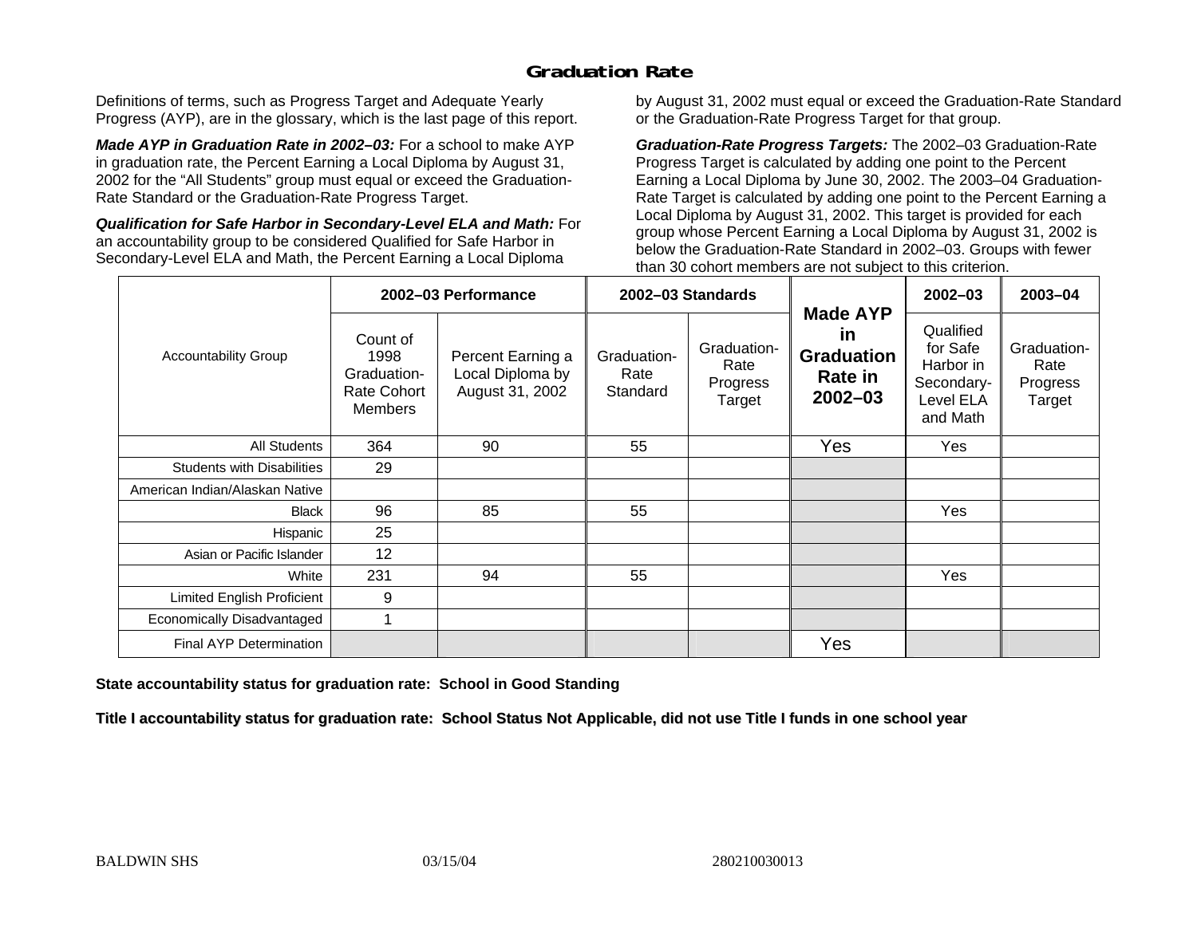# Graduation Rate

Definitions of terms, such as Progress Target and Adequate Yearly Progress (AYP), are in the glossary, which is the last page of this report.

***Made AYP in Graduation Rate in 2002–03:*** For a school to make AYP in graduation rate, the Percent Earning a Local Diploma by August 31, 2002 for the "All Students" group must equal or exceed the Graduation-Rate Standard or the Graduation-Rate Progress Target.

***Qualification for Safe Harbor in Secondary-Level ELA and Math:*** For an accountability group to be considered Qualified for Safe Harbor in Secondary-Level ELA and Math, the Percent Earning a Local Diploma by August 31, 2002 must equal or exceed the Graduation-Rate Standard or the Graduation-Rate Progress Target for that group.

***Graduation-Rate Progress Targets:*** The 2002–03 Graduation-Rate Progress Target is calculated by adding one point to the Percent Earning a Local Diploma by June 30, 2002. The 2003–04 Graduation-Rate Target is calculated by adding one point to the Percent Earning a Local Diploma by August 31, 2002. This target is provided for each group whose Percent Earning a Local Diploma by August 31, 2002 is below the Graduation-Rate Standard in 2002–03. Groups with fewer than 30 cohort members are not subject to this criterion.

| Accountability Group | 2002–03 Performance | | 2002–03 Standards | | Made AYP in Graduation Rate in 2002–03 | 2002–03 | 2003–04 |
|---|---|---|---|---|---|---|---|
| | Count of 1998 Graduation-Rate Cohort Members | Percent Earning a Local Diploma by August 31, 2002 | Graduation-Rate Standard | Graduation-Rate Progress Target | | Qualified for Safe Harbor in Secondary-Level ELA and Math | Graduation-Rate Progress Target |
| All Students | 364 | 90 | 55 | | Yes | Yes | |
| Students with Disabilities | 29 | | | | | | |
| American Indian/Alaskan Native | | | | | | | |
| Black | 96 | 85 | 55 | | | Yes | |
| Hispanic | 25 | | | | | | |
| Asian or Pacific Islander | 12 | | | | | | |
| White | 231 | 94 | 55 | | | Yes | |
| Limited English Proficient | 9 | | | | | | |
| Economically Disadvantaged | 1 | | | | | | |
| Final AYP Determination | | | | | Yes | | |

**State accountability status for graduation rate: School in Good Standing**

**Title I accountability status for graduation rate: School Status Not Applicable, did not use Title I funds in one school year**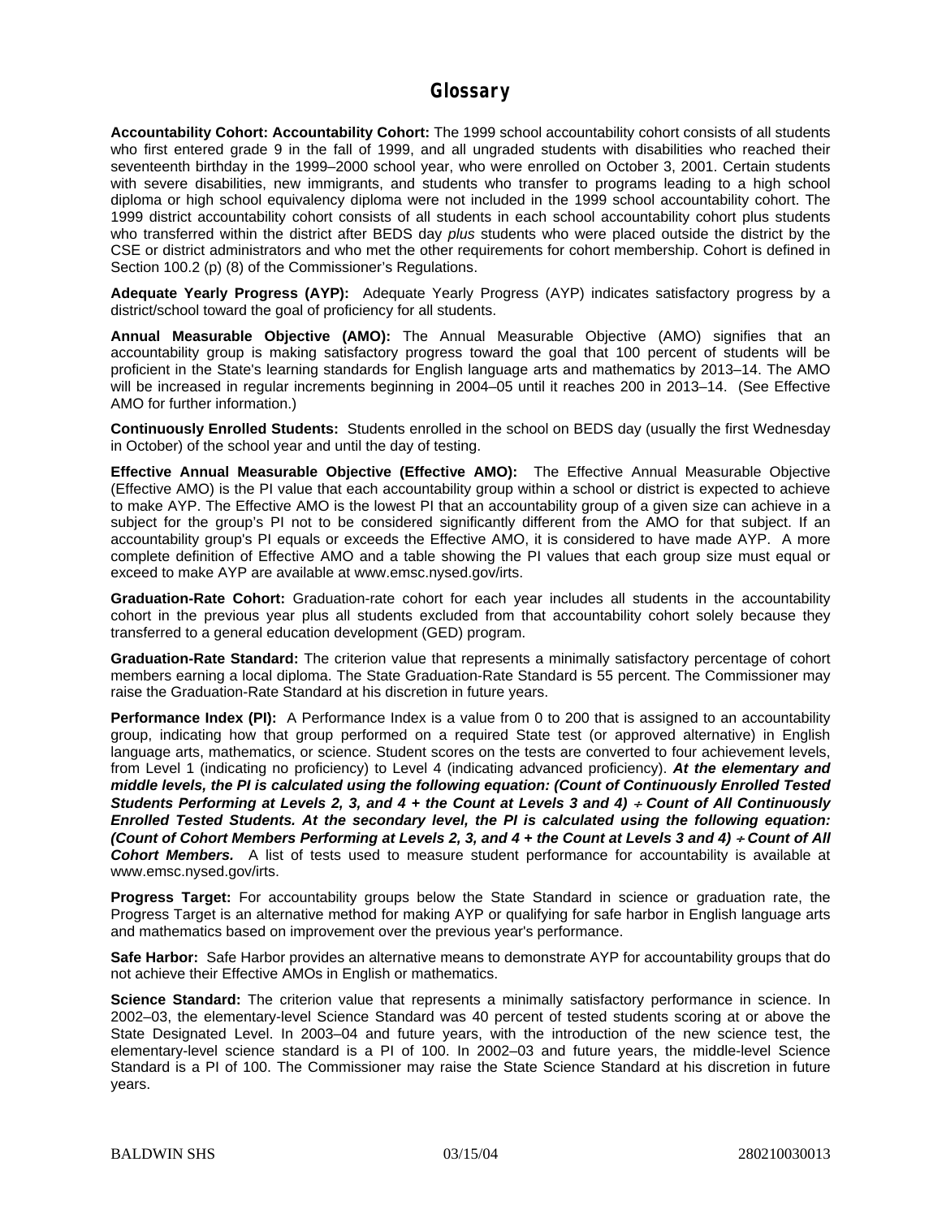# Glossary

**Accountability Cohort: Accountability Cohort:** The 1999 school accountability cohort consists of all students who first entered grade 9 in the fall of 1999, and all ungraded students with disabilities who reached their seventeenth birthday in the 1999–2000 school year, who were enrolled on October 3, 2001. Certain students with severe disabilities, new immigrants, and students who transfer to programs leading to a high school diploma or high school equivalency diploma were not included in the 1999 school accountability cohort. The 1999 district accountability cohort consists of all students in each school accountability cohort plus students who transferred within the district after BEDS day *plus* students who were placed outside the district by the CSE or district administrators and who met the other requirements for cohort membership. Cohort is defined in Section 100.2 (p) (8) of the Commissioner's Regulations.

**Adequate Yearly Progress (AYP):** Adequate Yearly Progress (AYP) indicates satisfactory progress by a district/school toward the goal of proficiency for all students.

**Annual Measurable Objective (AMO):** The Annual Measurable Objective (AMO) signifies that an accountability group is making satisfactory progress toward the goal that 100 percent of students will be proficient in the State's learning standards for English language arts and mathematics by 2013–14. The AMO will be increased in regular increments beginning in 2004–05 until it reaches 200 in 2013–14. (See Effective AMO for further information.)

**Continuously Enrolled Students:** Students enrolled in the school on BEDS day (usually the first Wednesday in October) of the school year and until the day of testing.

**Effective Annual Measurable Objective (Effective AMO):** The Effective Annual Measurable Objective (Effective AMO) is the PI value that each accountability group within a school or district is expected to achieve to make AYP. The Effective AMO is the lowest PI that an accountability group of a given size can achieve in a subject for the group's PI not to be considered significantly different from the AMO for that subject. If an accountability group's PI equals or exceeds the Effective AMO, it is considered to have made AYP. A more complete definition of Effective AMO and a table showing the PI values that each group size must equal or exceed to make AYP are available at www.emsc.nysed.gov/irts.

**Graduation-Rate Cohort:** Graduation-rate cohort for each year includes all students in the accountability cohort in the previous year plus all students excluded from that accountability cohort solely because they transferred to a general education development (GED) program.

**Graduation-Rate Standard:** The criterion value that represents a minimally satisfactory percentage of cohort members earning a local diploma. The State Graduation-Rate Standard is 55 percent. The Commissioner may raise the Graduation-Rate Standard at his discretion in future years.

**Performance Index (PI):** A Performance Index is a value from 0 to 200 that is assigned to an accountability group, indicating how that group performed on a required State test (or approved alternative) in English language arts, mathematics, or science. Student scores on the tests are converted to four achievement levels, from Level 1 (indicating no proficiency) to Level 4 (indicating advanced proficiency). ***At the elementary and middle levels, the PI is calculated using the following equation: (Count of Continuously Enrolled Tested Students Performing at Levels 2, 3, and 4 + the Count at Levels 3 and 4) ÷ Count of All Continuously Enrolled Tested Students. At the secondary level, the PI is calculated using the following equation: (Count of Cohort Members Performing at Levels 2, 3, and 4 + the Count at Levels 3 and 4) ÷ Count of All Cohort Members.*** A list of tests used to measure student performance for accountability is available at www.emsc.nysed.gov/irts.

**Progress Target:** For accountability groups below the State Standard in science or graduation rate, the Progress Target is an alternative method for making AYP or qualifying for safe harbor in English language arts and mathematics based on improvement over the previous year's performance.

**Safe Harbor:** Safe Harbor provides an alternative means to demonstrate AYP for accountability groups that do not achieve their Effective AMOs in English or mathematics.

**Science Standard:** The criterion value that represents a minimally satisfactory performance in science. In 2002–03, the elementary-level Science Standard was 40 percent of tested students scoring at or above the State Designated Level. In 2003–04 and future years, with the introduction of the new science test, the elementary-level science standard is a PI of 100. In 2002–03 and future years, the middle-level Science Standard is a PI of 100. The Commissioner may raise the State Science Standard at his discretion in future years.

BALDWIN SHS 03/15/04 280210030013